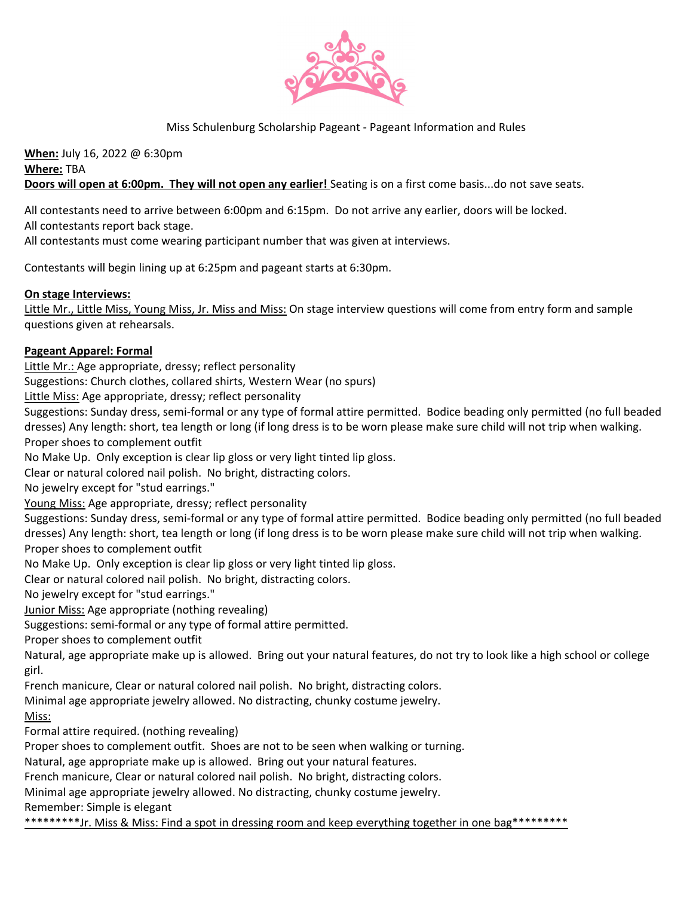Miss Schulenburg Scholarship Pageant - Pageant Information and Rules

**When:** July 16, 2022 @ 6:30pm
**Where:** TBA
**Doors will open at 6:00pm. They will not open any earlier!** Seating is on a first come basis...do not save seats.

All contestants need to arrive between 6:00pm and 6:15pm. Do not arrive any earlier, doors will be locked.
All contestants report back stage.
All contestants must come wearing participant number that was given at interviews.

Contestants will begin lining up at 6:25pm and pageant starts at 6:30pm.

**On stage Interviews:**
Little Mr., Little Miss, Young Miss, Jr. Miss and Miss: On stage interview questions will come from entry form and sample questions given at rehearsals.

**Pageant Apparel: Formal**
Little Mr.: Age appropriate, dressy; reflect personality
Suggestions: Church clothes, collared shirts, Western Wear (no spurs)
Little Miss: Age appropriate, dressy; reflect personality
Suggestions: Sunday dress, semi-formal or any type of formal attire permitted. Bodice beading only permitted (no full beaded dresses) Any length: short, tea length or long (if long dress is to be worn please make sure child will not trip when walking.
Proper shoes to complement outfit
No Make Up. Only exception is clear lip gloss or very light tinted lip gloss.
Clear or natural colored nail polish. No bright, distracting colors.
No jewelry except for "stud earrings."
Young Miss: Age appropriate, dressy; reflect personality
Suggestions: Sunday dress, semi-formal or any type of formal attire permitted. Bodice beading only permitted (no full beaded dresses) Any length: short, tea length or long (if long dress is to be worn please make sure child will not trip when walking.
Proper shoes to complement outfit
No Make Up. Only exception is clear lip gloss or very light tinted lip gloss.
Clear or natural colored nail polish. No bright, distracting colors.
No jewelry except for "stud earrings."
Junior Miss: Age appropriate (nothing revealing)
Suggestions: semi-formal or any type of formal attire permitted.
Proper shoes to complement outfit
Natural, age appropriate make up is allowed. Bring out your natural features, do not try to look like a high school or college girl.
French manicure, Clear or natural colored nail polish. No bright, distracting colors.
Minimal age appropriate jewelry allowed. No distracting, chunky costume jewelry.
Miss:
Formal attire required. (nothing revealing)
Proper shoes to complement outfit. Shoes are not to be seen when walking or turning.
Natural, age appropriate make up is allowed. Bring out your natural features.
French manicure, Clear or natural colored nail polish. No bright, distracting colors.
Minimal age appropriate jewelry allowed. No distracting, chunky costume jewelry.
Remember: Simple is elegant
*********Jr. Miss & Miss: Find a spot in dressing room and keep everything together in one bag*********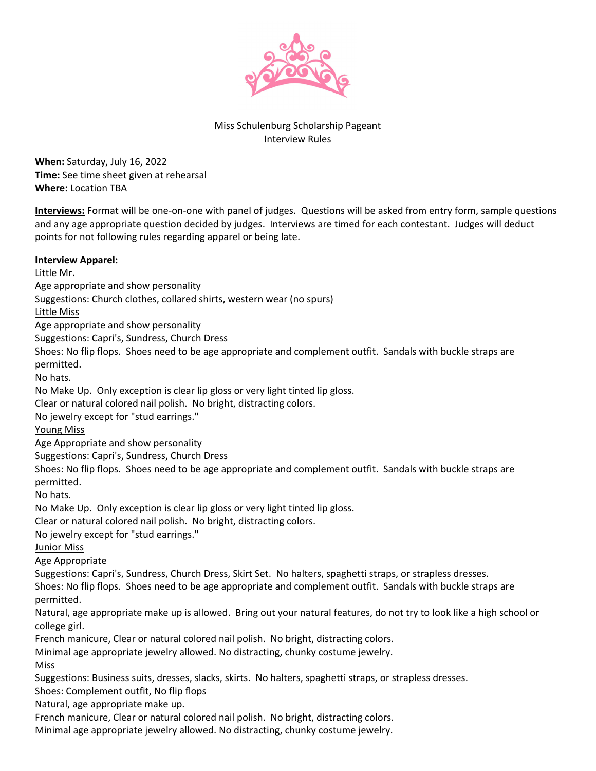Miss Schulenburg Scholarship Pageant
Interview Rules

**When:** Saturday, July 16, 2022
**Time:** See time sheet given at rehearsal
**Where:** Location TBA

**Interviews:** Format will be one-on-one with panel of judges. Questions will be asked from entry form, sample questions and any age appropriate question decided by judges. Interviews are timed for each contestant. Judges will deduct points for not following rules regarding apparel or being late.

**Interview Apparel:**

Little Mr.

Age appropriate and show personality
Suggestions: Church clothes, collared shirts, western wear (no spurs)

Little Miss

Age appropriate and show personality
Suggestions: Capri's, Sundress, Church Dress
Shoes: No flip flops. Shoes need to be age appropriate and complement outfit. Sandals with buckle straps are permitted.
No hats.
No Make Up. Only exception is clear lip gloss or very light tinted lip gloss.
Clear or natural colored nail polish. No bright, distracting colors.
No jewelry except for "stud earrings."

Young Miss

Age Appropriate and show personality
Suggestions: Capri's, Sundress, Church Dress
Shoes: No flip flops. Shoes need to be age appropriate and complement outfit. Sandals with buckle straps are permitted.
No hats.
No Make Up. Only exception is clear lip gloss or very light tinted lip gloss.
Clear or natural colored nail polish. No bright, distracting colors.
No jewelry except for "stud earrings."

Junior Miss

Age Appropriate
Suggestions: Capri's, Sundress, Church Dress, Skirt Set. No halters, spaghetti straps, or strapless dresses.
Shoes: No flip flops. Shoes need to be age appropriate and complement outfit. Sandals with buckle straps are permitted.
Natural, age appropriate make up is allowed. Bring out your natural features, do not try to look like a high school or college girl.
French manicure, Clear or natural colored nail polish. No bright, distracting colors.
Minimal age appropriate jewelry allowed. No distracting, chunky costume jewelry.

Miss

Suggestions: Business suits, dresses, slacks, skirts. No halters, spaghetti straps, or strapless dresses.
Shoes: Complement outfit, No flip flops
Natural, age appropriate make up.
French manicure, Clear or natural colored nail polish. No bright, distracting colors.
Minimal age appropriate jewelry allowed. No distracting, chunky costume jewelry.